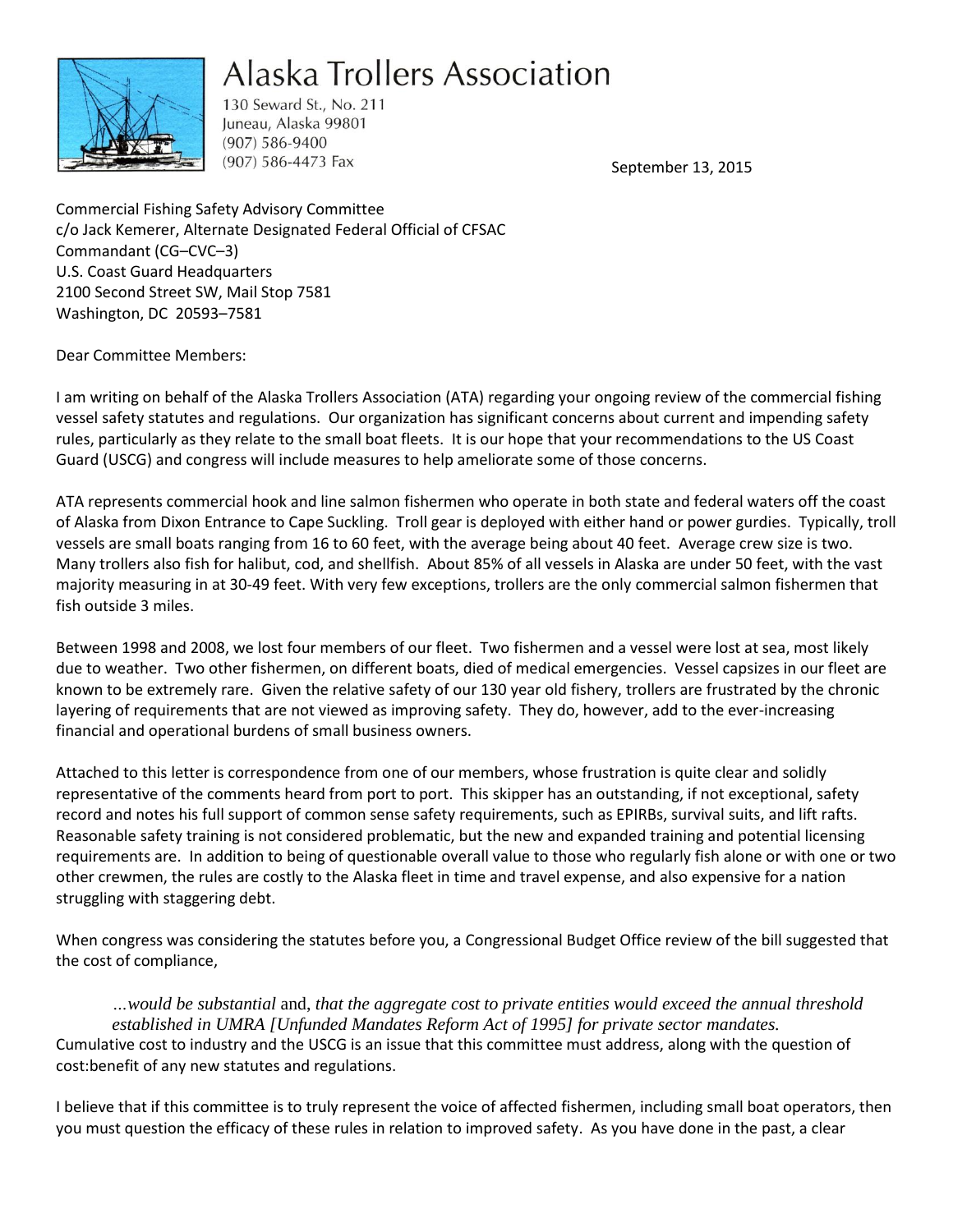# Alaska Trollers Association

130 Seward St., No. 211
Juneau, Alaska 99801
(907) 586-9400
(907) 586-4473 Fax

September 13, 2015

Commercial Fishing Safety Advisory Committee
c/o Jack Kemerer, Alternate Designated Federal Official of CFSAC
Commandant (CG–CVC–3)
U.S. Coast Guard Headquarters
2100 Second Street SW, Mail Stop 7581
Washington, DC 20593–7581

Dear Committee Members:

I am writing on behalf of the Alaska Trollers Association (ATA) regarding your ongoing review of the commercial fishing vessel safety statutes and regulations. Our organization has significant concerns about current and impending safety rules, particularly as they relate to the small boat fleets. It is our hope that your recommendations to the US Coast Guard (USCG) and congress will include measures to help ameliorate some of those concerns.

ATA represents commercial hook and line salmon fishermen who operate in both state and federal waters off the coast of Alaska from Dixon Entrance to Cape Suckling. Troll gear is deployed with either hand or power gurdies. Typically, troll vessels are small boats ranging from 16 to 60 feet, with the average being about 40 feet. Average crew size is two. Many trollers also fish for halibut, cod, and shellfish. About 85% of all vessels in Alaska are under 50 feet, with the vast majority measuring in at 30-49 feet. With very few exceptions, trollers are the only commercial salmon fishermen that fish outside 3 miles.

Between 1998 and 2008, we lost four members of our fleet. Two fishermen and a vessel were lost at sea, most likely due to weather. Two other fishermen, on different boats, died of medical emergencies. Vessel capsizes in our fleet are known to be extremely rare. Given the relative safety of our 130 year old fishery, trollers are frustrated by the chronic layering of requirements that are not viewed as improving safety. They do, however, add to the ever-increasing financial and operational burdens of small business owners.

Attached to this letter is correspondence from one of our members, whose frustration is quite clear and solidly representative of the comments heard from port to port. This skipper has an outstanding, if not exceptional, safety record and notes his full support of common sense safety requirements, such as EPIRBs, survival suits, and lift rafts. Reasonable safety training is not considered problematic, but the new and expanded training and potential licensing requirements are. In addition to being of questionable overall value to those who regularly fish alone or with one or two other crewmen, the rules are costly to the Alaska fleet in time and travel expense, and also expensive for a nation struggling with staggering debt.

When congress was considering the statutes before you, a Congressional Budget Office review of the bill suggested that the cost of compliance,

> *…would be substantial* and, *that the aggregate cost to private entities would exceed the annual threshold established in UMRA [Unfunded Mandates Reform Act of 1995] for private sector mandates.*

Cumulative cost to industry and the USCG is an issue that this committee must address, along with the question of cost:benefit of any new statutes and regulations.

I believe that if this committee is to truly represent the voice of affected fishermen, including small boat operators, then you must question the efficacy of these rules in relation to improved safety. As you have done in the past, a clear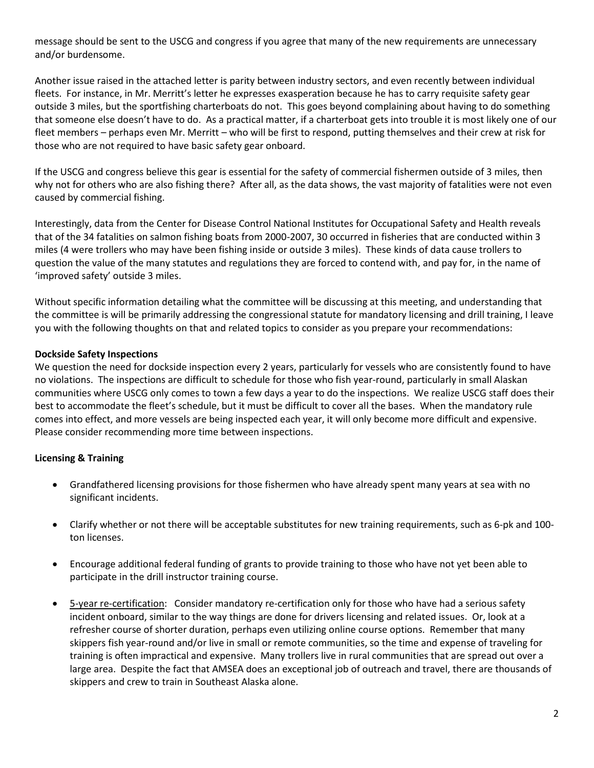message should be sent to the USCG and congress if you agree that many of the new requirements are unnecessary and/or burdensome.

Another issue raised in the attached letter is parity between industry sectors, and even recently between individual fleets. For instance, in Mr. Merritt's letter he expresses exasperation because he has to carry requisite safety gear outside 3 miles, but the sportfishing charterboats do not. This goes beyond complaining about having to do something that someone else doesn't have to do. As a practical matter, if a charterboat gets into trouble it is most likely one of our fleet members – perhaps even Mr. Merritt – who will be first to respond, putting themselves and their crew at risk for those who are not required to have basic safety gear onboard.

If the USCG and congress believe this gear is essential for the safety of commercial fishermen outside of 3 miles, then why not for others who are also fishing there? After all, as the data shows, the vast majority of fatalities were not even caused by commercial fishing.

Interestingly, data from the Center for Disease Control National Institutes for Occupational Safety and Health reveals that of the 34 fatalities on salmon fishing boats from 2000-2007, 30 occurred in fisheries that are conducted within 3 miles (4 were trollers who may have been fishing inside or outside 3 miles). These kinds of data cause trollers to question the value of the many statutes and regulations they are forced to contend with, and pay for, in the name of 'improved safety' outside 3 miles.

Without specific information detailing what the committee will be discussing at this meeting, and understanding that the committee is will be primarily addressing the congressional statute for mandatory licensing and drill training, I leave you with the following thoughts on that and related topics to consider as you prepare your recommendations:

**Dockside Safety Inspections**

We question the need for dockside inspection every 2 years, particularly for vessels who are consistently found to have no violations. The inspections are difficult to schedule for those who fish year-round, particularly in small Alaskan communities where USCG only comes to town a few days a year to do the inspections. We realize USCG staff does their best to accommodate the fleet's schedule, but it must be difficult to cover all the bases. When the mandatory rule comes into effect, and more vessels are being inspected each year, it will only become more difficult and expensive. Please consider recommending more time between inspections.

**Licensing & Training**

- Grandfathered licensing provisions for those fishermen who have already spent many years at sea with no significant incidents.
- Clarify whether or not there will be acceptable substitutes for new training requirements, such as 6-pk and 100-ton licenses.
- Encourage additional federal funding of grants to provide training to those who have not yet been able to participate in the drill instructor training course.
- 5-year re-certification: Consider mandatory re-certification only for those who have had a serious safety incident onboard, similar to the way things are done for drivers licensing and related issues. Or, look at a refresher course of shorter duration, perhaps even utilizing online course options. Remember that many skippers fish year-round and/or live in small or remote communities, so the time and expense of traveling for training is often impractical and expensive. Many trollers live in rural communities that are spread out over a large area. Despite the fact that AMSEA does an exceptional job of outreach and travel, there are thousands of skippers and crew to train in Southeast Alaska alone.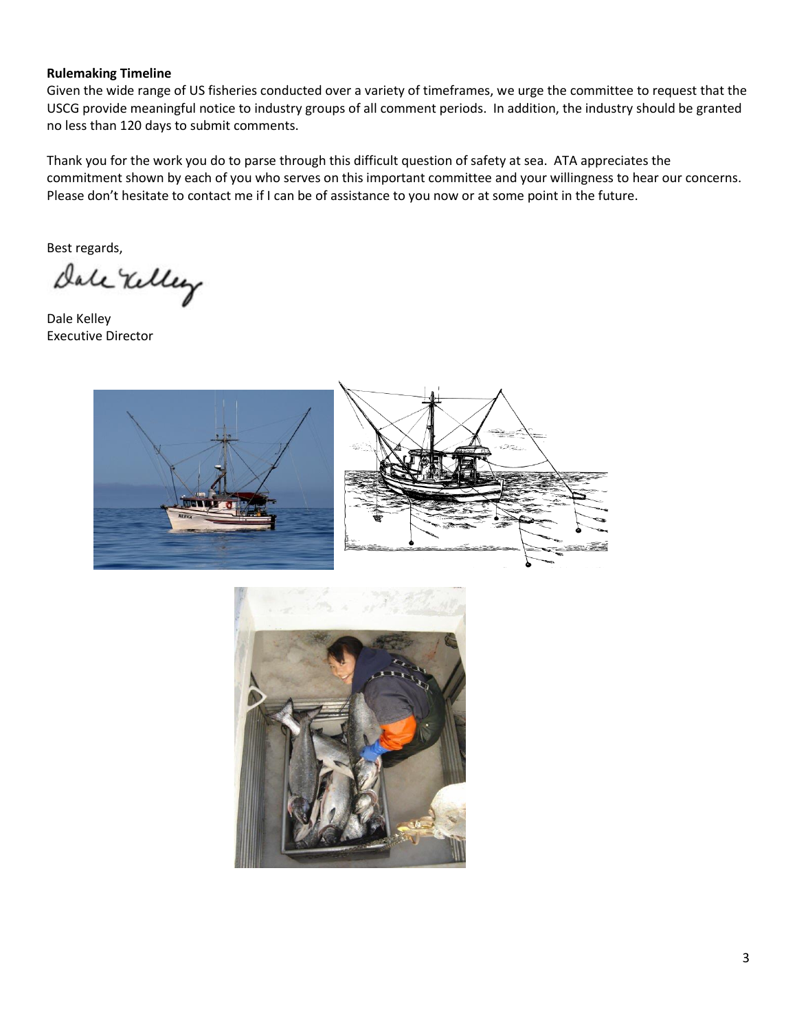**Rulemaking Timeline**
Given the wide range of US fisheries conducted over a variety of timeframes, we urge the committee to request that the USCG provide meaningful notice to industry groups of all comment periods. In addition, the industry should be granted no less than 120 days to submit comments.

Thank you for the work you do to parse through this difficult question of safety at sea. ATA appreciates the commitment shown by each of you who serves on this important committee and your willingness to hear our concerns. Please don't hesitate to contact me if I can be of assistance to you now or at some point in the future.

Best regards,

Dale Kelley
Executive Director